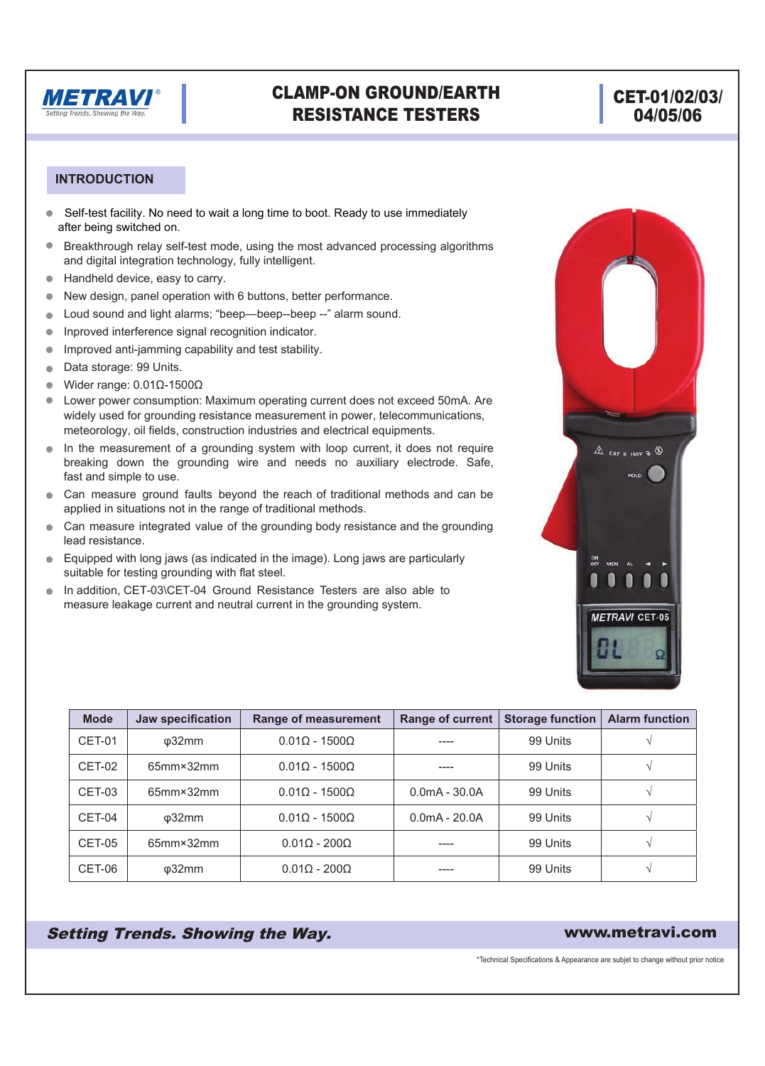# CLAMP-ON GROUND/EARTH RESISTANCE TESTERS

**CET-01/02/03/04/05/06**

## INTRODUCTION

- Self-test facility. No need to wait a long time to boot. Ready to use immediately after being switched on.
- Breakthrough relay self-test mode, using the most advanced processing algorithms and digital integration technology, fully intelligent.
- Handheld device, easy to carry.
- New design, panel operation with 6 buttons, better performance.
- Loud sound and light alarms; "beep—beep--beep --" alarm sound.
- Inproved interference signal recognition indicator.
- Improved anti-jamming capability and test stability.
- Data storage: 99 Units.
- Wider range: 0.01Ω-1500Ω
- Lower power consumption: Maximum operating current does not exceed 50mA. Are widely used for grounding resistance measurement in power, telecommunications, meteorology, oil fields, construction industries and electrical equipments.
- In the measurement of a grounding system with loop current, it does not require breaking down the grounding wire and needs no auxiliary electrode. Safe, fast and simple to use.
- Can measure ground faults beyond the reach of traditional methods and can be applied in situations not in the range of traditional methods.
- Can measure integrated value of the grounding body resistance and the grounding lead resistance.
- Equipped with long jaws (as indicated in the image). Long jaws are particularly suitable for testing grounding with flat steel.
- In addition, CET-03\CET-04 Ground Resistance Testers are also able to measure leakage current and neutral current in the grounding system.

| Mode | Jaw specification | Range of measurement | Range of current | Storage function | Alarm function |
|---|---|---|---|---|---|
| CET-01 | φ32mm | 0.01Ω - 1500Ω | ---- | 99 Units | √ |
| CET-02 | 65mm×32mm | 0.01Ω - 1500Ω | ---- | 99 Units | √ |
| CET-03 | 65mm×32mm | 0.01Ω - 1500Ω | 0.0mA - 30.0A | 99 Units | √ |
| CET-04 | φ32mm | 0.01Ω - 1500Ω | 0.0mA - 20.0A | 99 Units | √ |
| CET-05 | 65mm×32mm | 0.01Ω - 200Ω | ---- | 99 Units | √ |
| CET-06 | φ32mm | 0.01Ω - 200Ω | ---- | 99 Units | √ |

*Technical Specifications & Appearance are subjet to change without prior notice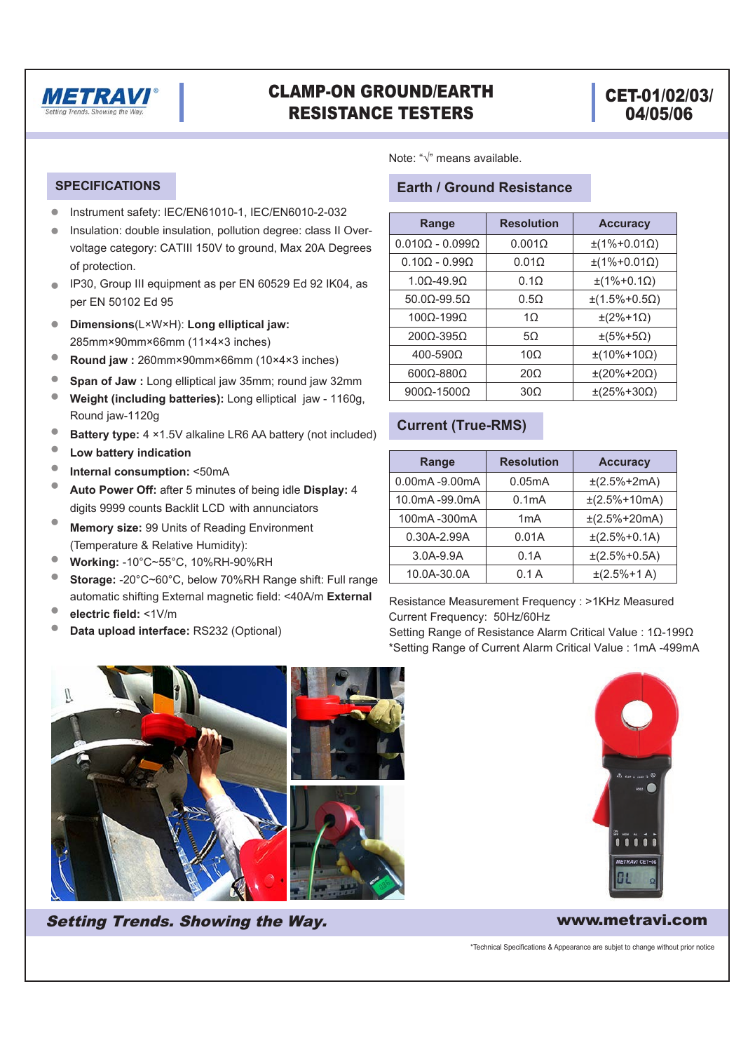# CLAMP-ON GROUND/EARTH RESISTANCE TESTERS

## CET-01/02/03/04/05/06

## SPECIFICATIONS

- Instrument safety: IEC/EN61010-1, IEC/EN6010-2-032
- Insulation: double insulation, pollution degree: class II Over-voltage category: CATIII 150V to ground, Max 20A Degrees of protection.
- IP30, Group III equipment as per EN 60529 Ed 92 IK04, as per EN 50102 Ed 95
- **Dimensions**(L×W×H): **Long elliptical jaw:** 285mm×90mm×66mm (11×4×3 inches)
- **Round jaw :** 260mm×90mm×66mm (10×4×3 inches)
- **Span of Jaw :** Long elliptical jaw 35mm; round jaw 32mm
- **Weight (including batteries):** Long elliptical jaw - 1160g, Round jaw-1120g
- **Battery type:** 4 ×1.5V alkaline LR6 AA battery (not included)
- **Low battery indication**
- **Internal consumption:** <50mA
- **Auto Power Off:** after 5 minutes of being idle **Display:** 4 digits 9999 counts Backlit LCD with annunciators
- **Memory size:** 99 Units of Reading Environment (Temperature & Relative Humidity):
- **Working:** -10°C~55°C, 10%RH-90%RH
- **Storage:** -20°C~60°C, below 70%RH Range shift: Full range automatic shifting External magnetic field: <40A/m **External**
- **electric field:** <1V/m
- **Data upload interface:** RS232 (Optional)

Note: "√" means available.

### Earth / Ground Resistance

| Range | Resolution | Accuracy |
|---|---|---|
| 0.010Ω - 0.099Ω | 0.001Ω | ±(1%+0.01Ω) |
| 0.10Ω - 0.99Ω | 0.01Ω | ±(1%+0.01Ω) |
| 1.0Ω-49.9Ω | 0.1Ω | ±(1%+0.1Ω) |
| 50.0Ω-99.5Ω | 0.5Ω | ±(1.5%+0.5Ω) |
| 100Ω-199Ω | 1Ω | ±(2%+1Ω) |
| 200Ω-395Ω | 5Ω | ±(5%+5Ω) |
| 400-590Ω | 10Ω | ±(10%+10Ω) |
| 600Ω-880Ω | 20Ω | ±(20%+20Ω) |
| 900Ω-1500Ω | 30Ω | ±(25%+30Ω) |

### Current (True-RMS)

| Range | Resolution | Accuracy |
|---|---|---|
| 0.00mA -9.00mA | 0.05mA | ±(2.5%+2mA) |
| 10.0mA -99.0mA | 0.1mA | ±(2.5%+10mA) |
| 100mA -300mA | 1mA | ±(2.5%+20mA) |
| 0.30A-2.99A | 0.01A | ±(2.5%+0.1A) |
| 3.0A-9.9A | 0.1A | ±(2.5%+0.5A) |
| 10.0A-30.0A | 0.1 A | ±(2.5%+1 A) |

Resistance Measurement Frequency : >1KHz Measured Current Frequency: 50Hz/60Hz
Setting Range of Resistance Alarm Critical Value : 1Ω-199Ω
*Setting Range of Current Alarm Critical Value : 1mA -499mA

*Setting Trends. Showing the Way.*

www.metravi.com

*Technical Specifications & Appearance are subjet to change without prior notice